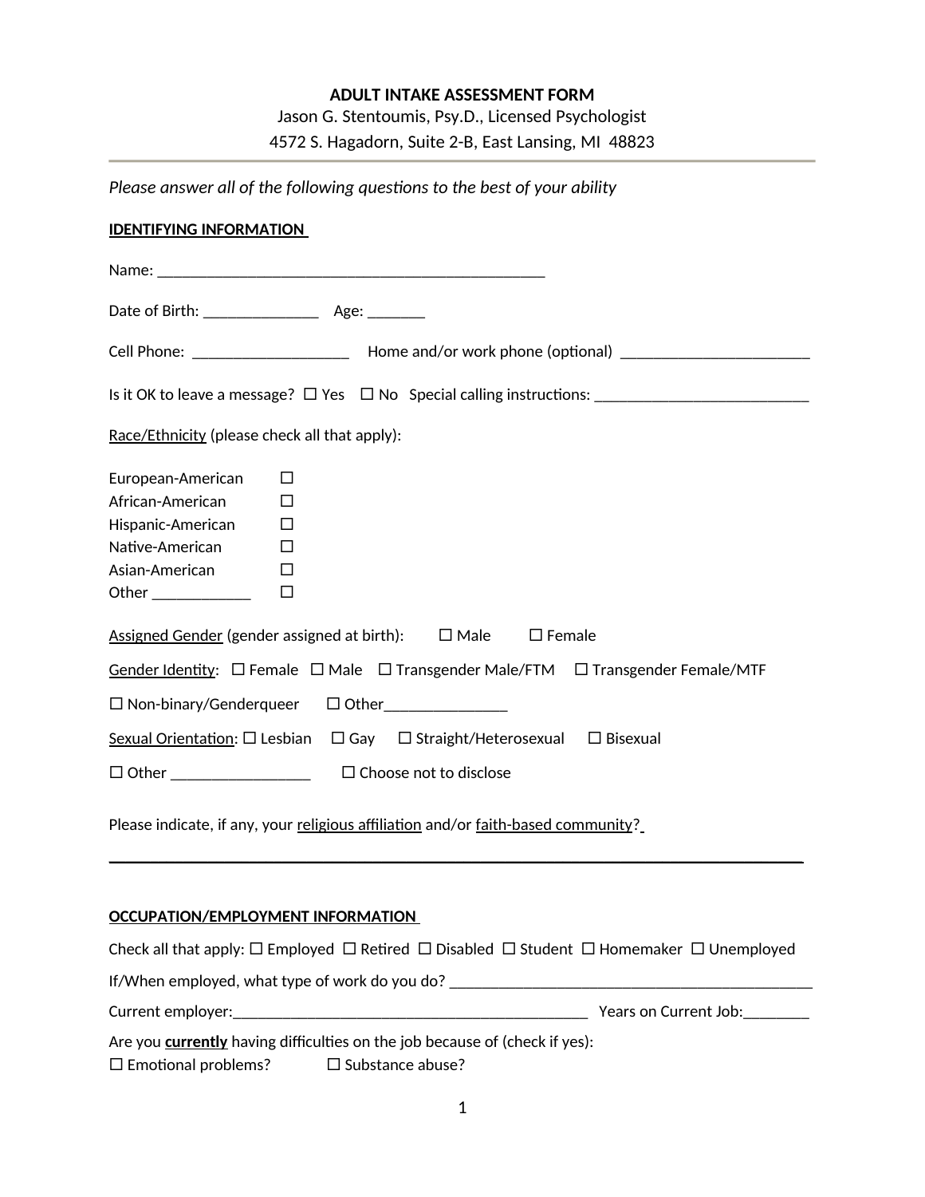# ADULT INTAKE ASSESSMENT FORM

Jason G. Stentoumis, Psy.D., Licensed Psychologist

4572 S. Hagadorn, Suite 2-B, East Lansing, MI 48823

---

*Please answer all of the following questions to the best of your ability*

**IDENTIFYING INFORMATION**

Name: ___________________________________________________

Date of Birth: _______________ Age: _______

Cell Phone: ____________________ Home and/or work phone (optional) ________________________

Is it OK to leave a message? ☐ Yes ☐ No Special calling instructions: ___________________________

Race/Ethnicity (please check all that apply):

European-American ☐
African-American ☐
Hispanic-American ☐
Native-American ☐
Asian-American ☐
Other _____________ ☐

Assigned Gender (gender assigned at birth): ☐ Male ☐ Female

Gender Identity: ☐ Female ☐ Male ☐ Transgender Male/FTM ☐ Transgender Female/MTF

☐ Non-binary/Genderqueer ☐ Other________________

Sexual Orientation: ☐ Lesbian ☐ Gay ☐ Straight/Heterosexual ☐ Bisexual

☐ Other __________________ ☐ Choose not to disclose

Please indicate, if any, your religious affiliation and/or faith-based community?

_____________________________________________________________________________

**OCCUPATION/EMPLOYMENT INFORMATION**

Check all that apply: ☐ Employed ☐ Retired ☐ Disabled ☐ Student ☐ Homemaker ☐ Unemployed

If/When employed, what type of work do you do? _______________________________________________

Current employer:_______________________________________________ Years on Current Job:________

Are you **currently** having difficulties on the job because of (check if yes):
☐ Emotional problems? ☐ Substance abuse?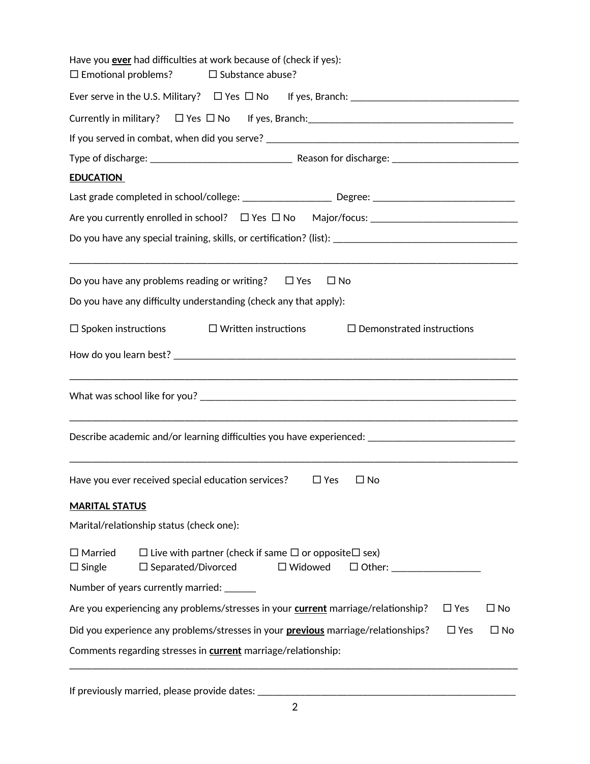Have you **ever** had difficulties at work because of (check if yes):
☐ Emotional problems? ☐ Substance abuse?

Ever serve in the U.S. Military? ☐ Yes ☐ No If yes, Branch: ________________________________

Currently in military? ☐ Yes ☐ No If yes, Branch:________________________________________

If you served in combat, when did you serve? __________________________________________________

Type of discharge: ___________________________ Reason for discharge: ________________________

**EDUCATION**

Last grade completed in school/college: _________________ Degree: ___________________________

Are you currently enrolled in school? ☐ Yes ☐ No Major/focus: _____________________________

Do you have any special training, skills, or certification? (list): ___________________________________

_____________________________________________________________________________________

Do you have any problems reading or writing? ☐ Yes ☐ No

Do you have any difficulty understanding (check any that apply):

☐ Spoken instructions ☐ Written instructions ☐ Demonstrated instructions

How do you learn best? ___________________________________________________________________

_____________________________________________________________________________________

What was school like for you? ______________________________________________________________

_____________________________________________________________________________________

Describe academic and/or learning difficulties you have experienced: ____________________________

_____________________________________________________________________________________

Have you ever received special education services? ☐ Yes ☐ No

**MARITAL STATUS**

Marital/relationship status (check one):

☐ Married ☐ Live with partner (check if same ☐ or opposite☐ sex)
☐ Single ☐ Separated/Divorced ☐ Widowed ☐ Other: _________________

Number of years currently married: ______

Are you experiencing any problems/stresses in your **current** marriage/relationship? ☐ Yes ☐ No

Did you experience any problems/stresses in your **previous** marriage/relationships? ☐ Yes ☐ No

Comments regarding stresses in **current** marriage/relationship:
_____________________________________________________________________________________

If previously married, please provide dates: ____________________________________________________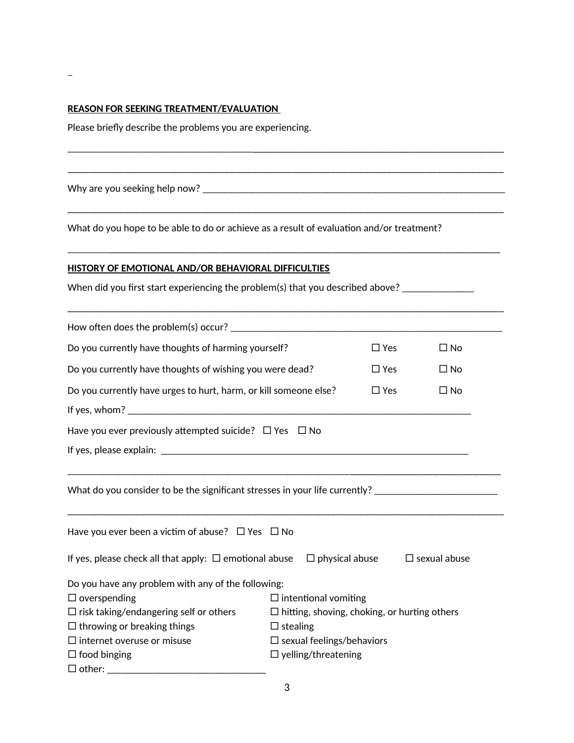**REASON FOR SEEKING TREATMENT/EVALUATION**

Please briefly describe the problems you are experiencing.

_____________________________________________________________________________________

_____________________________________________________________________________________

Why are you seeking help now? _______________________________________________________________

_____________________________________________________________________________________

What do you hope to be able to do or achieve as a result of evaluation and/or treatment?

_____________________________________________________________________________________

**HISTORY OF EMOTIONAL AND/OR BEHAVIORAL DIFFICULTIES**

When did you first start experiencing the problem(s) that you described above? ______________

_____________________________________________________________________________________

How often does the problem(s) occur? _______________________________________________________

Do you currently have thoughts of harming yourself? ☐ Yes ☐ No

Do you currently have thoughts of wishing you were dead? ☐ Yes ☐ No

Do you currently have urges to hurt, harm, or kill someone else? ☐ Yes ☐ No

If yes, whom? ______________________________________________________________________

Have you ever previously attempted suicide? ☐ Yes ☐ No

If yes, please explain: _______________________________________________________________

_____________________________________________________________________________________

What do you consider to be the significant stresses in your life currently? ________________________

_____________________________________________________________________________________

Have you ever been a victim of abuse? ☐ Yes ☐ No

If yes, please check all that apply: ☐ emotional abuse ☐ physical abuse ☐ sexual abuse

Do you have any problem with any of the following:

☐ overspending
☐ risk taking/endangering self or others
☐ throwing or breaking things
☐ internet overuse or misuse
☐ food binging
☐ intentional vomiting
☐ hitting, shoving, choking, or hurting others
☐ stealing
☐ sexual feelings/behaviors
☐ yelling/threatening
☐ other: ________________________________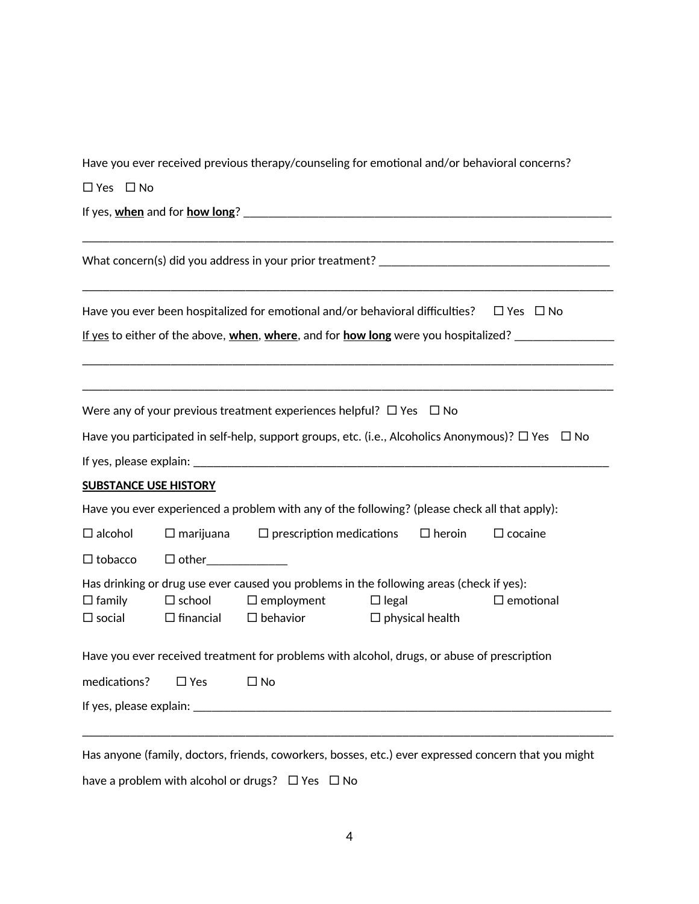Have you ever received previous therapy/counseling for emotional and/or behavioral concerns?

☐ Yes ☐ No

If yes, **<u>when</u>** and for **<u>how long</u>**? ______________________________________________________________

_____________________________________________________________________________________

What concern(s) did you address in your prior treatment? _____________________________________

_____________________________________________________________________________________

Have you ever been hospitalized for emotional and/or behavioral difficulties? ☐ Yes ☐ No

<u>If yes</u> to either of the above, **<u>when</u>**, **<u>where</u>**, and for **<u>how long</u>** were you hospitalized? ________________

_____________________________________________________________________________________

_____________________________________________________________________________________

Were any of your previous treatment experiences helpful? ☐ Yes ☐ No

Have you participated in self-help, support groups, etc. (i.e., Alcoholics Anonymous)? ☐ Yes ☐ No

If yes, please explain: _____________________________________________________________________

**<u>SUBSTANCE USE HISTORY</u>**

Have you ever experienced a problem with any of the following? (please check all that apply):

☐ alcohol ☐ marijuana ☐ prescription medications ☐ heroin ☐ cocaine

☐ tobacco ☐ other_____________

Has drinking or drug use ever caused you problems in the following areas (check if yes):

☐ family ☐ school ☐ employment ☐ legal ☐ emotional

☐ social ☐ financial ☐ behavior ☐ physical health

Have you ever received treatment for problems with alcohol, drugs, or abuse of prescription medications? ☐ Yes ☐ No

If yes, please explain: _____________________________________________________________________

_____________________________________________________________________________________

Has anyone (family, doctors, friends, coworkers, bosses, etc.) ever expressed concern that you might have a problem with alcohol or drugs? ☐ Yes ☐ No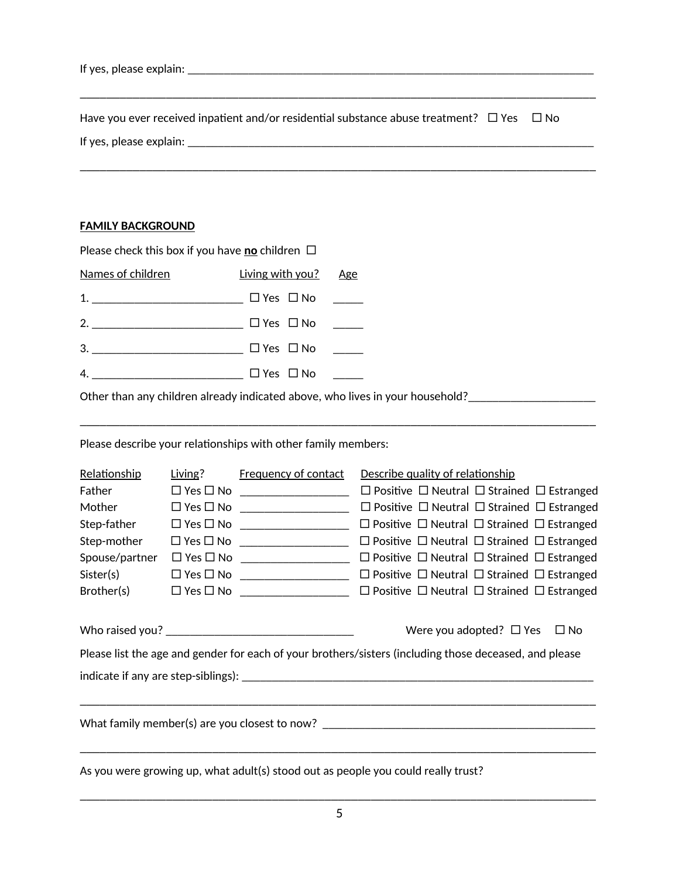If yes, please explain: ______________________________________________________________________

_____________________________________________________________________________________

Have you ever received inpatient and/or residential substance abuse treatment? ☐ Yes ☐ No

If yes, please explain: ______________________________________________________________________

_____________________________________________________________________________________

**FAMILY BACKGROUND**

Please check this box if you have **no** children ☐

| Names of children | Living with you? | Age |
|---|---|---|
| 1. _________________________ | ☐ Yes ☐ No | _____ |
| 2. _________________________ | ☐ Yes ☐ No | _____ |
| 3. _________________________ | ☐ Yes ☐ No | _____ |
| 4. _________________________ | ☐ Yes ☐ No | _____ |

Other than any children already indicated above, who lives in your household?_____________________

_____________________________________________________________________________________

Please describe your relationships with other family members:

| Relationship | Living? | Frequency of contact | Describe quality of relationship |
|---|---|---|---|
| Father | ☐ Yes ☐ No | __________________ | ☐ Positive ☐ Neutral ☐ Strained ☐ Estranged |
| Mother | ☐ Yes ☐ No | __________________ | ☐ Positive ☐ Neutral ☐ Strained ☐ Estranged |
| Step-father | ☐ Yes ☐ No | __________________ | ☐ Positive ☐ Neutral ☐ Strained ☐ Estranged |
| Step-mother | ☐ Yes ☐ No | __________________ | ☐ Positive ☐ Neutral ☐ Strained ☐ Estranged |
| Spouse/partner | ☐ Yes ☐ No | __________________ | ☐ Positive ☐ Neutral ☐ Strained ☐ Estranged |
| Sister(s) | ☐ Yes ☐ No | __________________ | ☐ Positive ☐ Neutral ☐ Strained ☐ Estranged |
| Brother(s) | ☐ Yes ☐ No | __________________ | ☐ Positive ☐ Neutral ☐ Strained ☐ Estranged |

Who raised you? ________________________________ Were you adopted? ☐ Yes ☐ No

Please list the age and gender for each of your brothers/sisters (including those deceased, and please indicate if any are step-siblings): _____________________________________________________________

_____________________________________________________________________________________

What family member(s) are you closest to now? ______________________________________________

_____________________________________________________________________________________

As you were growing up, what adult(s) stood out as people you could really trust?

_____________________________________________________________________________________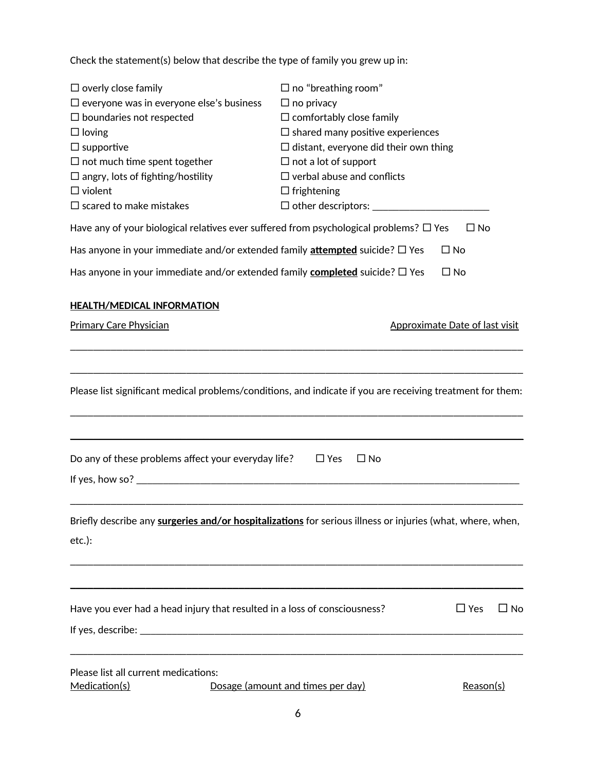Check the statement(s) below that describe the type of family you grew up in:

☐ overly close family
☐ everyone was in everyone else's business
☐ boundaries not respected
☐ loving
☐ supportive
☐ not much time spent together
☐ angry, lots of fighting/hostility
☐ violent
☐ scared to make mistakes
☐ no "breathing room"
☐ no privacy
☐ comfortably close family
☐ shared many positive experiences
☐ distant, everyone did their own thing
☐ not a lot of support
☐ verbal abuse and conflicts
☐ frightening
☐ other descriptors: ______________________

Have any of your biological relatives ever suffered from psychological problems? ☐ Yes ☐ No

Has anyone in your immediate and/or extended family **attempted** suicide? ☐ Yes ☐ No

Has anyone in your immediate and/or extended family **completed** suicide? ☐ Yes ☐ No

**HEALTH/MEDICAL INFORMATION**

Primary Care Physician                                        Approximate Date of last visit

_______________________________________________________________________________

_______________________________________________________________________________

Please list significant medical problems/conditions, and indicate if you are receiving treatment for them:

_______________________________________________________________________________

_______________________________________________________________________________

Do any of these problems affect your everyday life? ☐ Yes ☐ No

If yes, how so? ________________________________________________________________

_______________________________________________________________________________

Briefly describe any **surgeries and/or hospitalizations** for serious illness or injuries (what, where, when, etc.):

_______________________________________________________________________________

_______________________________________________________________________________

Have you ever had a head injury that resulted in a loss of consciousness? ☐ Yes ☐ No

If yes, describe: _______________________________________________________________

_______________________________________________________________________________

Please list all current medications:

Medication(s)                    Dosage (amount and times per day)                    Reason(s)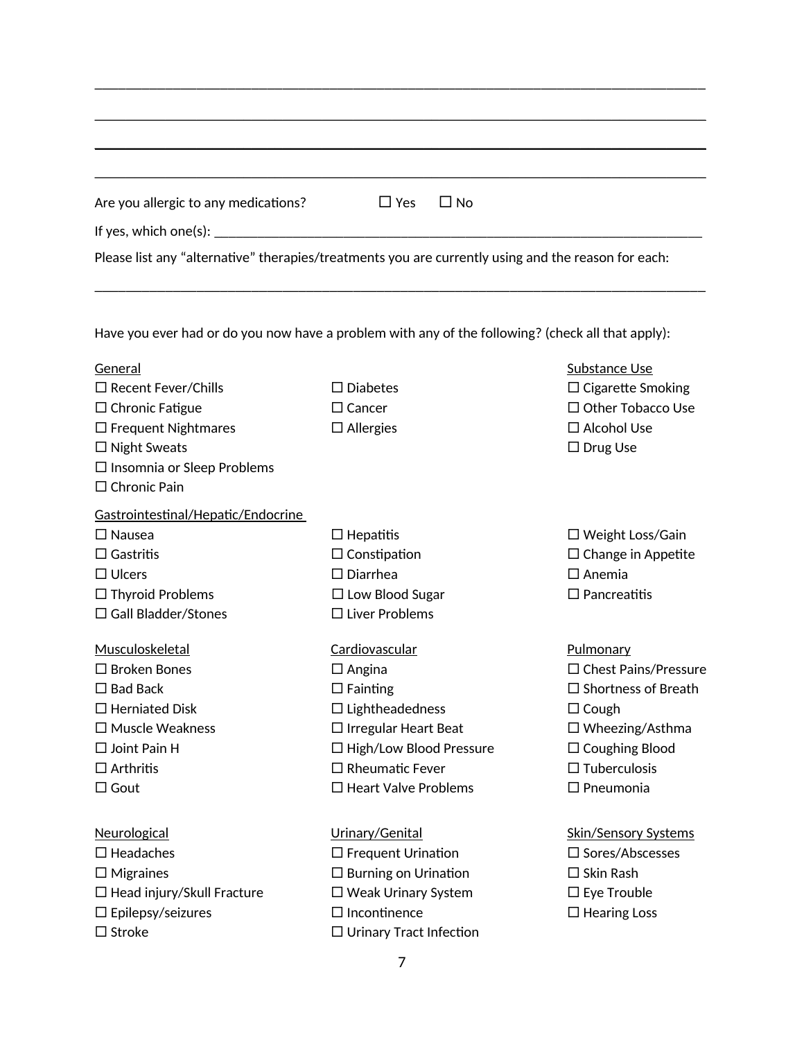\_\_\_\_\_\_\_\_\_\_\_\_\_\_\_\_\_\_\_\_\_\_\_\_\_\_\_\_\_\_\_\_\_\_\_\_\_\_\_\_\_\_\_\_\_\_\_\_\_\_\_\_\_\_\_\_\_\_\_\_\_\_\_\_\_\_\_\_\_\_\_\_\_\_\_\_\_\_

\_\_\_\_\_\_\_\_\_\_\_\_\_\_\_\_\_\_\_\_\_\_\_\_\_\_\_\_\_\_\_\_\_\_\_\_\_\_\_\_\_\_\_\_\_\_\_\_\_\_\_\_\_\_\_\_\_\_\_\_\_\_\_\_\_\_\_\_\_\_\_\_\_\_\_\_\_\_

\_\_\_\_\_\_\_\_\_\_\_\_\_\_\_\_\_\_\_\_\_\_\_\_\_\_\_\_\_\_\_\_\_\_\_\_\_\_\_\_\_\_\_\_\_\_\_\_\_\_\_\_\_\_\_\_\_\_\_\_\_\_\_\_\_\_\_\_\_\_\_\_\_\_\_\_\_\_

\_\_\_\_\_\_\_\_\_\_\_\_\_\_\_\_\_\_\_\_\_\_\_\_\_\_\_\_\_\_\_\_\_\_\_\_\_\_\_\_\_\_\_\_\_\_\_\_\_\_\_\_\_\_\_\_\_\_\_\_\_\_\_\_\_\_\_\_\_\_\_\_\_\_\_\_\_\_

Are you allergic to any medications? ☐ Yes ☐ No

If yes, which one(s): \_\_\_\_\_\_\_\_\_\_\_\_\_\_\_\_\_\_\_\_\_\_\_\_\_\_\_\_\_\_\_\_\_\_\_\_\_\_\_\_\_\_\_\_\_\_\_\_\_\_\_\_\_\_\_\_\_\_\_\_\_

Please list any “alternative” therapies/treatments you are currently using and the reason for each:

\_\_\_\_\_\_\_\_\_\_\_\_\_\_\_\_\_\_\_\_\_\_\_\_\_\_\_\_\_\_\_\_\_\_\_\_\_\_\_\_\_\_\_\_\_\_\_\_\_\_\_\_\_\_\_\_\_\_\_\_\_\_\_\_\_\_\_\_\_\_\_\_\_\_\_\_\_\_

Have you ever had or do you now have a problem with any of the following? (check all that apply):

<u>General</u>

☐ Recent Fever/Chills
☐ Chronic Fatigue
☐ Frequent Nightmares
☐ Night Sweats
☐ Insomnia or Sleep Problems
☐ Chronic Pain
☐ Diabetes
☐ Cancer
☐ Allergies

<u>Substance Use</u>

☐ Cigarette Smoking
☐ Other Tobacco Use
☐ Alcohol Use
☐ Drug Use

<u>Gastrointestinal/Hepatic/Endocrine</u>

☐ Nausea
☐ Gastritis
☐ Ulcers
☐ Thyroid Problems
☐ Gall Bladder/Stones
☐ Hepatitis
☐ Constipation
☐ Diarrhea
☐ Low Blood Sugar
☐ Liver Problems
☐ Weight Loss/Gain
☐ Change in Appetite
☐ Anemia
☐ Pancreatitis

<u>Musculoskeletal</u>

☐ Broken Bones
☐ Bad Back
☐ Herniated Disk
☐ Muscle Weakness
☐ Joint Pain H
☐ Arthritis
☐ Gout

<u>Cardiovascular</u>

☐ Angina
☐ Fainting
☐ Lightheadedness
☐ Irregular Heart Beat
☐ High/Low Blood Pressure
☐ Rheumatic Fever
☐ Heart Valve Problems

<u>Pulmonary</u>

☐ Chest Pains/Pressure
☐ Shortness of Breath
☐ Cough
☐ Wheezing/Asthma
☐ Coughing Blood
☐ Tuberculosis
☐ Pneumonia

<u>Neurological</u>

☐ Headaches
☐ Migraines
☐ Head injury/Skull Fracture
☐ Epilepsy/seizures
☐ Stroke

<u>Urinary/Genital</u>

☐ Frequent Urination
☐ Burning on Urination
☐ Weak Urinary System
☐ Incontinence
☐ Urinary Tract Infection

<u>Skin/Sensory Systems</u>

☐ Sores/Abscesses
☐ Skin Rash
☐ Eye Trouble
☐ Hearing Loss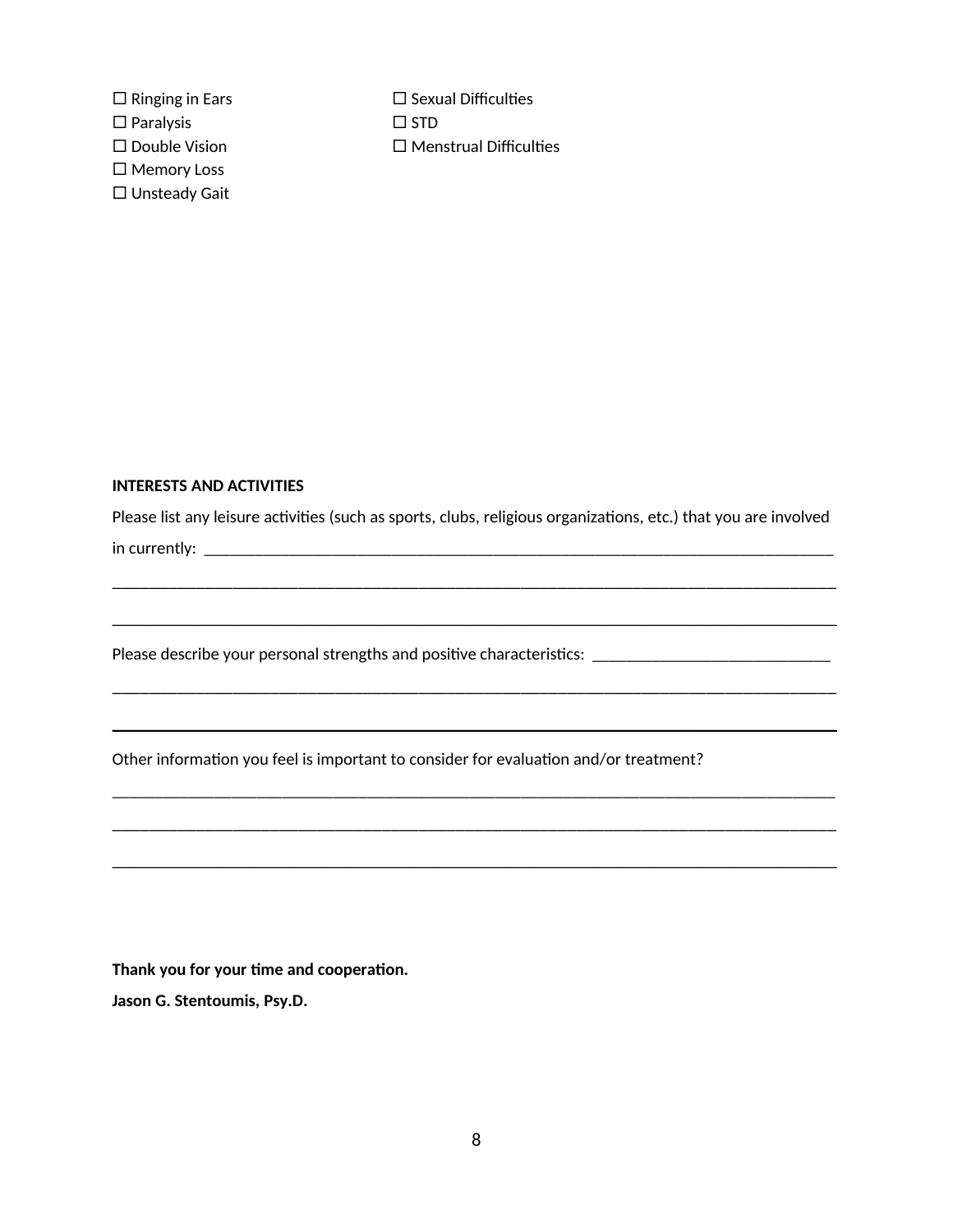☐ Ringing in Ears
☐ Paralysis
☐ Double Vision
☐ Memory Loss
☐ Unsteady Gait

☐ Sexual Difficulties
☐ STD
☐ Menstrual Difficulties

**INTERESTS AND ACTIVITIES**

Please list any leisure activities (such as sports, clubs, religious organizations, etc.) that you are involved in currently: ___________________________________________________________________________

___________________________________________________________________________________________

___________________________________________________________________________________________

Please describe your personal strengths and positive characteristics: ____________________________

___________________________________________________________________________________________

___________________________________________________________________________________________

Other information you feel is important to consider for evaluation and/or treatment?

___________________________________________________________________________________________

___________________________________________________________________________________________

___________________________________________________________________________________________

**Thank you for your time and cooperation.**

**Jason G. Stentoumis, Psy.D.**